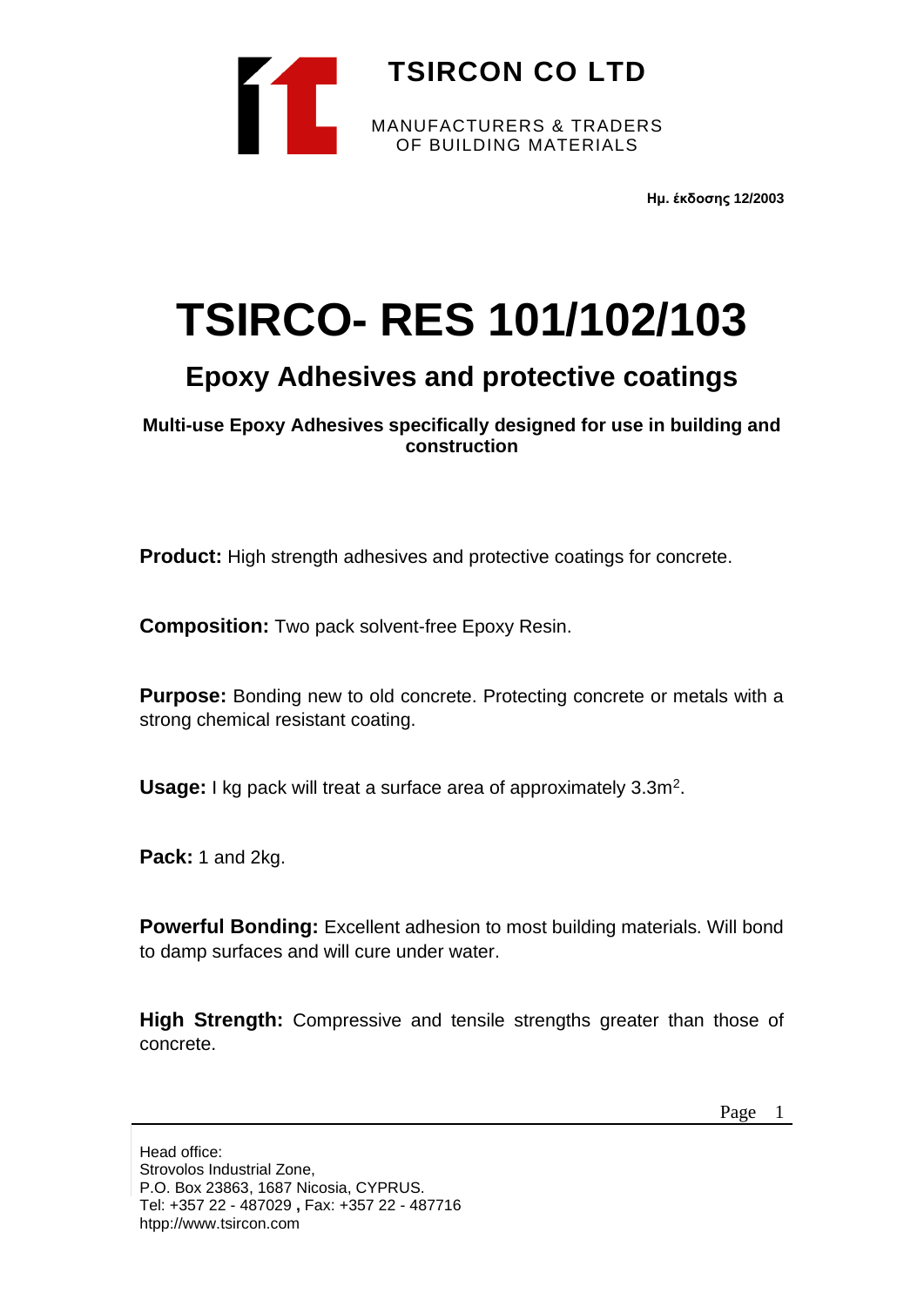**TSIRCON CO LTD**

MANUFACTURERS & TRADERS
OF BUILDING MATERIALS

**Ημ. έκδοσης 12/2003**

# TSIRCO- RES 101/102/103

## Epoxy Adhesives and protective coatings

**Multi-use Epoxy Adhesives specifically designed for use in building and construction**

**Product:** High strength adhesives and protective coatings for concrete.

**Composition:** Two pack solvent-free Epoxy Resin.

**Purpose:** Bonding new to old concrete. Protecting concrete or metals with a strong chemical resistant coating.

**Usage:** I kg pack will treat a surface area of approximately 3.3m$^2$.

**Pack:** 1 and 2kg.

**Powerful Bonding:** Excellent adhesion to most building materials. Will bond to damp surfaces and will cure under water.

**High Strength:** Compressive and tensile strengths greater than those of concrete.

Head office:
Strovolos Industrial Zone,
P.O. Box 23863, 1687 Nicosia, CYPRUS.
Tel: +357 22 - 487029 **,** Fax: +357 22 - 487716
htpp://www.tsircon.com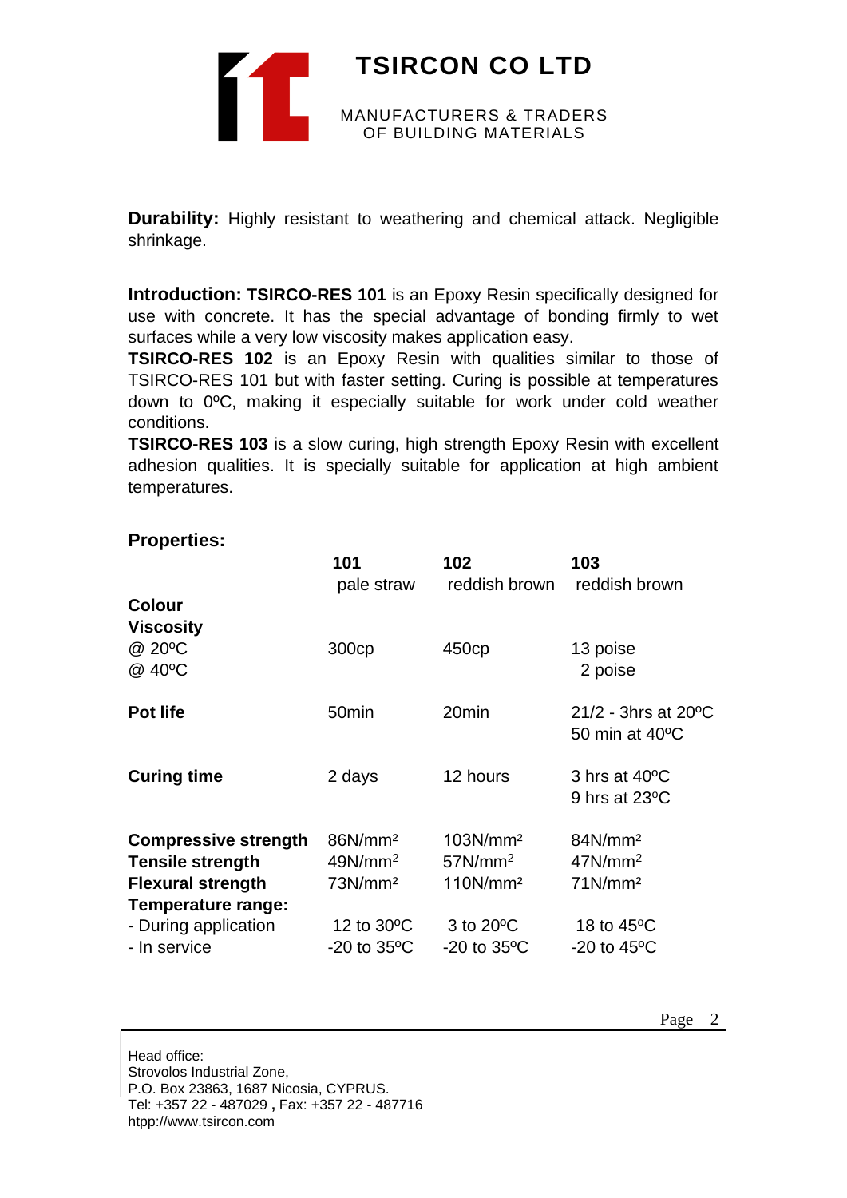# TSIRCON CO LTD

MANUFACTURERS & TRADERS
OF BUILDING MATERIALS

**Durability:** Highly resistant to weathering and chemical attack. Negligible shrinkage.

**Introduction: TSIRCO-RES 101** is an Epoxy Resin specifically designed for use with concrete. It has the special advantage of bonding firmly to wet surfaces while a very low viscosity makes application easy.

**TSIRCO-RES 102** is an Epoxy Resin with qualities similar to those of TSIRCO-RES 101 but with faster setting. Curing is possible at temperatures down to 0ºC, making it especially suitable for work under cold weather conditions.

**TSIRCO-RES 103** is a slow curing, high strength Epoxy Resin with excellent adhesion qualities. It is specially suitable for application at high ambient temperatures.

**Properties:**

| | **101** | **102** | **103** |
|---|---|---|---|
| **Colour** | pale straw | reddish brown | reddish brown |
| **Viscosity** | | | |
| @ 20ºC | 300cp | 450cp | 13 poise |
| @ 40ºC | | | 2 poise |
| **Pot life** | 50min | 20min | 21/2 - 3hrs at 20ºC<br>50 min at 40ºC |
| **Curing time** | 2 days | 12 hours | 3 hrs at 40ºC<br>9 hrs at 23ºC |
| **Compressive strength** | 86N/mm² | 103N/mm² | 84N/mm² |
| **Tensile strength** | 49N/mm² | 57N/mm² | 47N/mm² |
| **Flexural strength** | 73N/mm² | 110N/mm² | 71N/mm² |
| **Temperature range:** | | | |
| - During application | 12 to 30ºC | 3 to 20ºC | 18 to 45ºC |
| - In service | -20 to 35ºC | -20 to 35ºC | -20 to 45ºC |

Head office:
Strovolos Industrial Zone,
P.O. Box 23863, 1687 Nicosia, CYPRUS.
Tel: +357 22 - 487029 **,** Fax: +357 22 - 487716
htpp://www.tsircon.com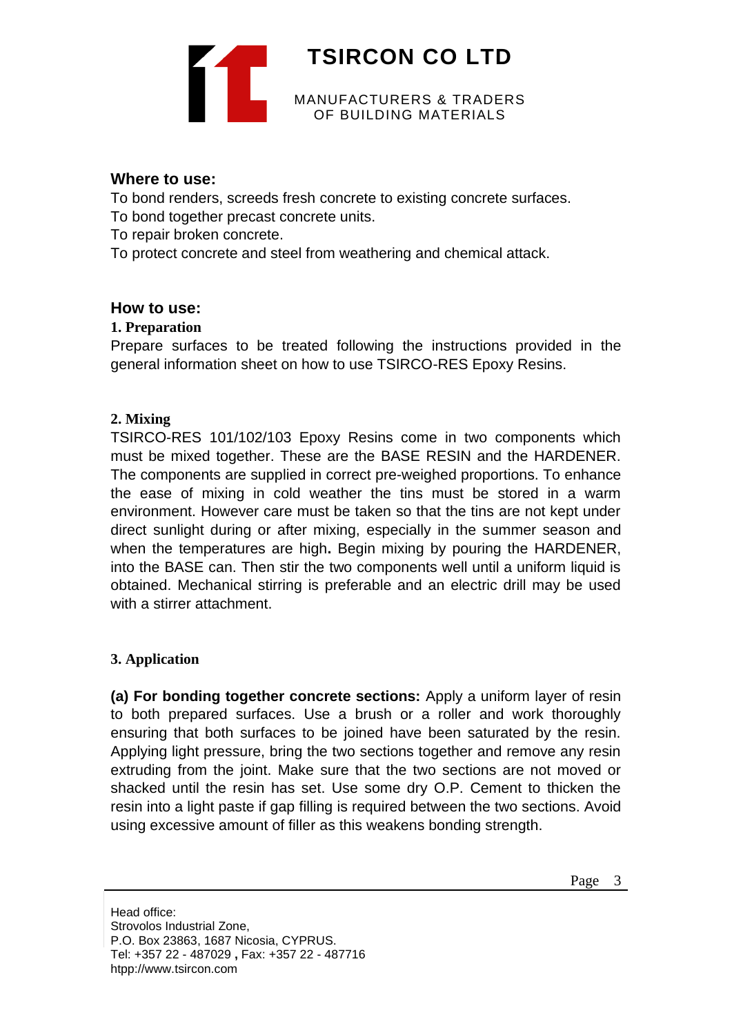# TSIRCON CO LTD

MANUFACTURERS & TRADERS
OF BUILDING MATERIALS

## Where to use:

To bond renders, screeds fresh concrete to existing concrete surfaces.
To bond together precast concrete units.
To repair broken concrete.
To protect concrete and steel from weathering and chemical attack.

## How to use:

### 1. Preparation

Prepare surfaces to be treated following the instructions provided in the general information sheet on how to use TSIRCO-RES Epoxy Resins.

### 2. Mixing

TSIRCO-RES 101/102/103 Epoxy Resins come in two components which must be mixed together. These are the BASE RESIN and the HARDENER. The components are supplied in correct pre-weighed proportions. To enhance the ease of mixing in cold weather the tins must be stored in a warm environment. However care must be taken so that the tins are not kept under direct sunlight during or after mixing, especially in the summer season and when the temperatures are high**.** Begin mixing by pouring the HARDENER, into the BASE can. Then stir the two components well until a uniform liquid is obtained. Mechanical stirring is preferable and an electric drill may be used with a stirrer attachment.

### 3. Application

**(a) For bonding together concrete sections:** Apply a uniform layer of resin to both prepared surfaces. Use a brush or a roller and work thoroughly ensuring that both surfaces to be joined have been saturated by the resin. Applying light pressure, bring the two sections together and remove any resin extruding from the joint. Make sure that the two sections are not moved or shacked until the resin has set. Use some dry O.P. Cement to thicken the resin into a light paste if gap filling is required between the two sections. Avoid using excessive amount of filler as this weakens bonding strength.

Head office:
Strovolos Industrial Zone,
P.O. Box 23863, 1687 Nicosia, CYPRUS.
Tel: +357 22 - 487029 **,** Fax: +357 22 - 487716
htpp://www.tsircon.com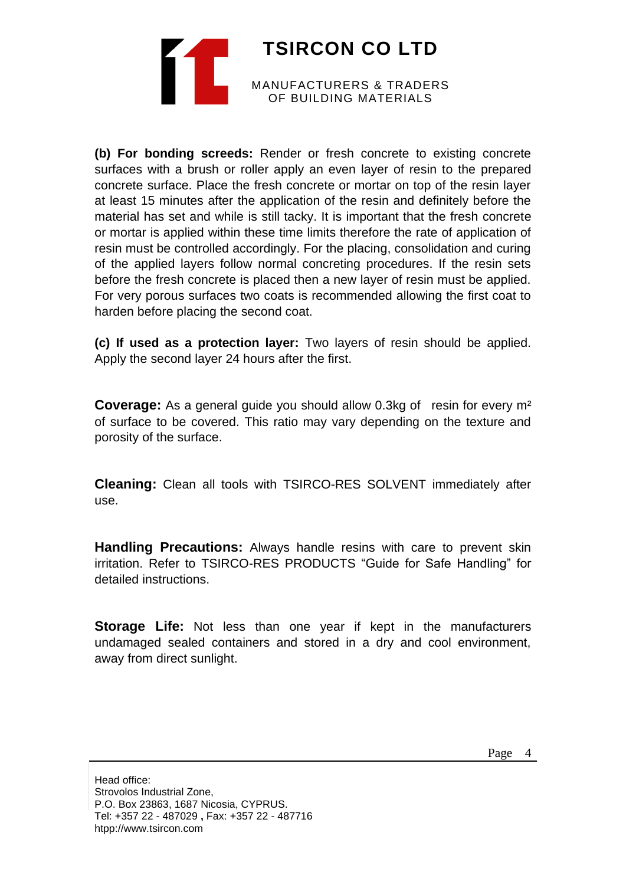**(b) For bonding screeds:** Render or fresh concrete to existing concrete surfaces with a brush or roller apply an even layer of resin to the prepared concrete surface. Place the fresh concrete or mortar on top of the resin layer at least 15 minutes after the application of the resin and definitely before the material has set and while is still tacky. It is important that the fresh concrete or mortar is applied within these time limits therefore the rate of application of resin must be controlled accordingly. For the placing, consolidation and curing of the applied layers follow normal concreting procedures. If the resin sets before the fresh concrete is placed then a new layer of resin must be applied. For very porous surfaces two coats is recommended allowing the first coat to harden before placing the second coat.

**(c) If used as a protection layer:** Two layers of resin should be applied. Apply the second layer 24 hours after the first.

**Coverage:** As a general guide you should allow 0.3kg of resin for every $m^2$ of surface to be covered. This ratio may vary depending on the texture and porosity of the surface.

**Cleaning:** Clean all tools with TSIRCO-RES SOLVENT immediately after use.

**Handling Precautions:** Always handle resins with care to prevent skin irritation. Refer to TSIRCO-RES PRODUCTS "Guide for Safe Handling" for detailed instructions.

**Storage Life:** Not less than one year if kept in the manufacturers undamaged sealed containers and stored in a dry and cool environment, away from direct sunlight.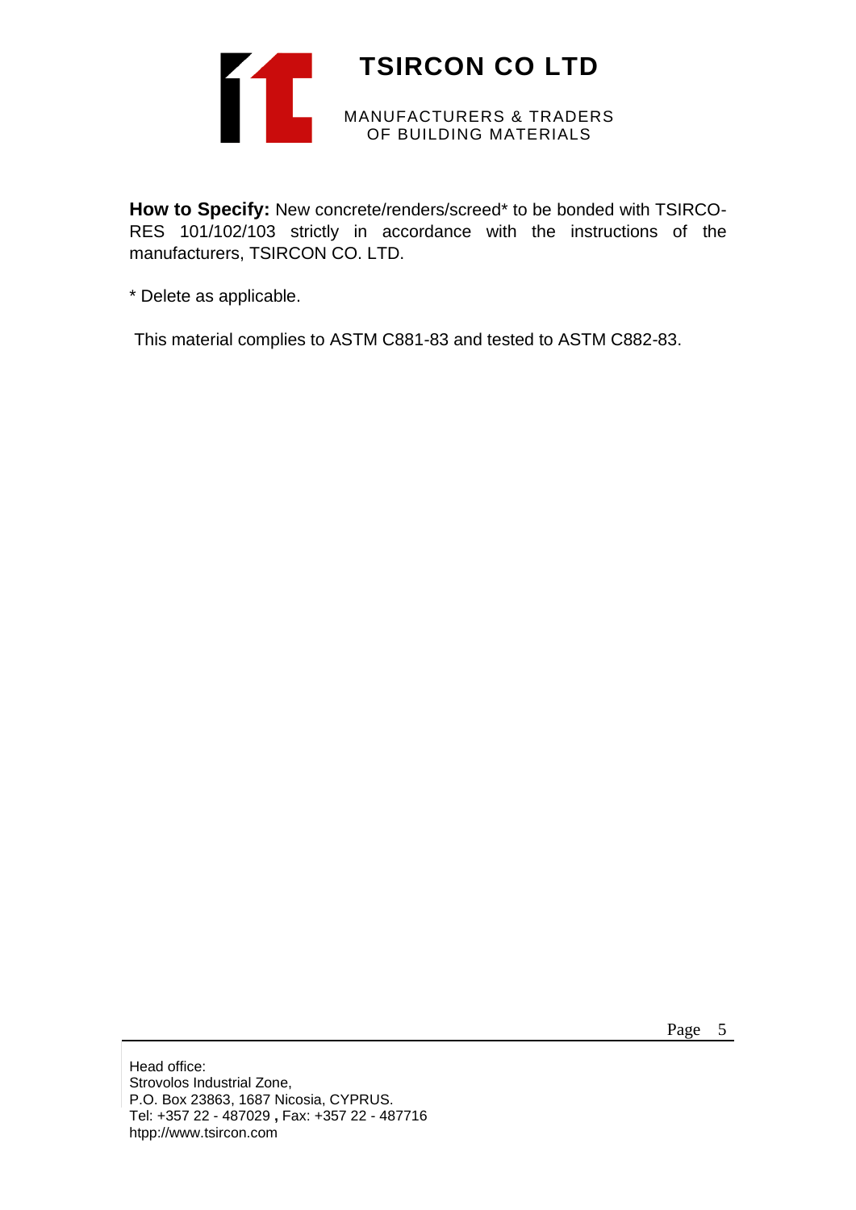**How to Specify:** New concrete/renders/screed* to be bonded with TSIRCO-RES 101/102/103 strictly in accordance with the instructions of the manufacturers, TSIRCON CO. LTD.

* Delete as applicable.

This material complies to ASTM C881-83 and tested to ASTM C882-83.